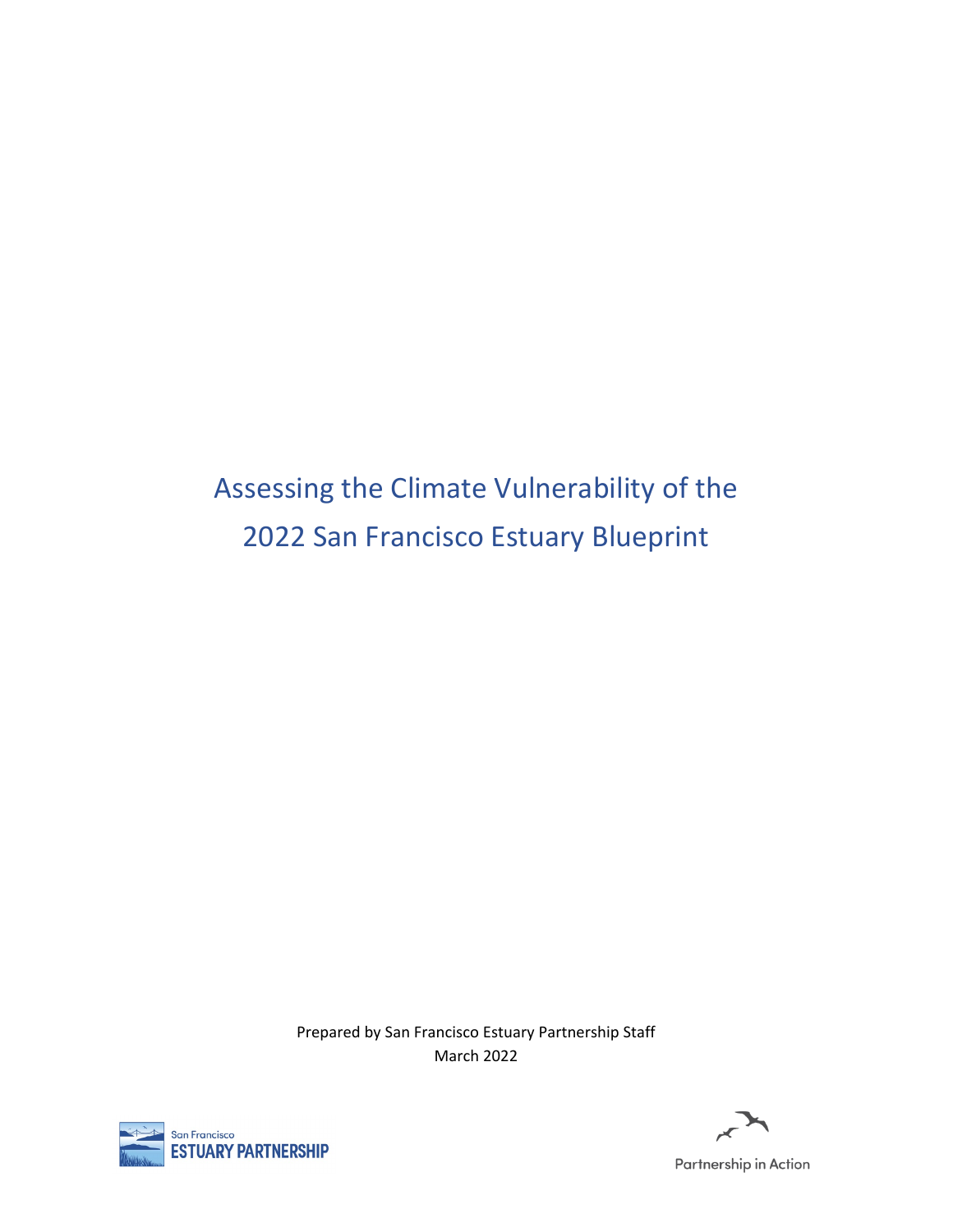# Assessing the Climate Vulnerability of the 2022 San Francisco Estuary Blueprint

Prepared by San Francisco Estuary Partnership Staff
March 2022

San Francisco
ESTUARY PARTNERSHIP

Partnership in Action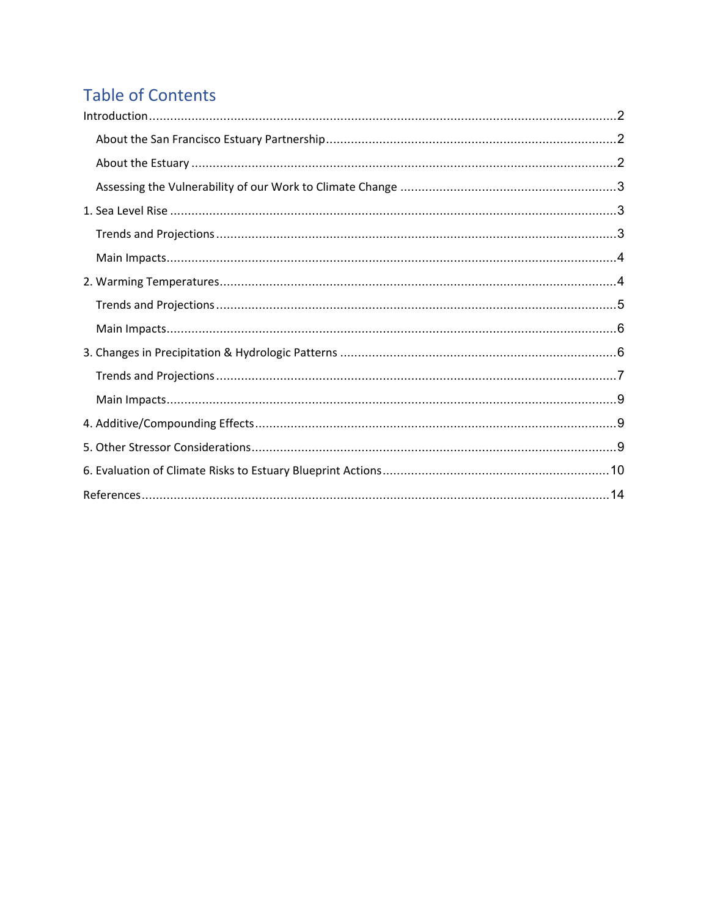# Table of Contents

- Introduction ... 2
  - About the San Francisco Estuary Partnership ... 2
  - About the Estuary ... 2
  - Assessing the Vulnerability of our Work to Climate Change ... 3
- 1. Sea Level Rise ... 3
  - Trends and Projections ... 3
  - Main Impacts ... 4
- 2. Warming Temperatures ... 4
  - Trends and Projections ... 5
  - Main Impacts ... 6
- 3. Changes in Precipitation & Hydrologic Patterns ... 6
  - Trends and Projections ... 7
  - Main Impacts ... 9
- 4. Additive/Compounding Effects ... 9
- 5. Other Stressor Considerations ... 9
- 6. Evaluation of Climate Risks to Estuary Blueprint Actions ... 10
- References ... 14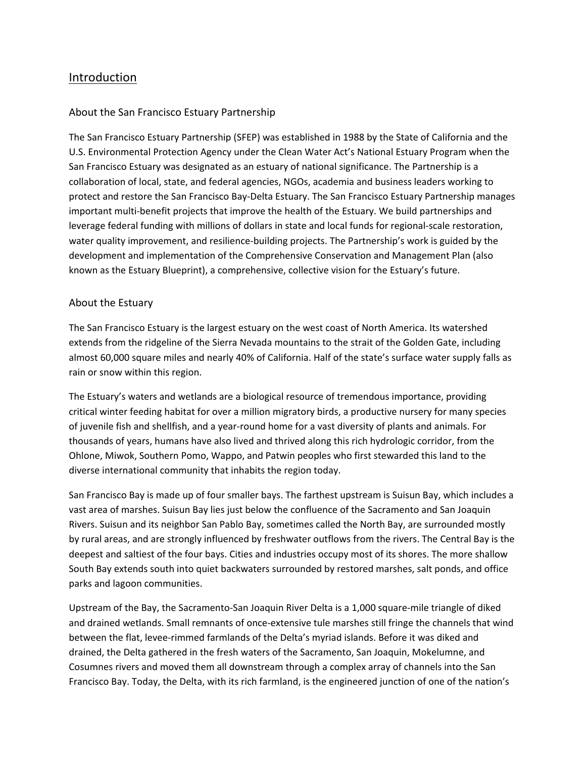## Introduction

### About the San Francisco Estuary Partnership

The San Francisco Estuary Partnership (SFEP) was established in 1988 by the State of California and the U.S. Environmental Protection Agency under the Clean Water Act's National Estuary Program when the San Francisco Estuary was designated as an estuary of national significance. The Partnership is a collaboration of local, state, and federal agencies, NGOs, academia and business leaders working to protect and restore the San Francisco Bay-Delta Estuary. The San Francisco Estuary Partnership manages important multi-benefit projects that improve the health of the Estuary. We build partnerships and leverage federal funding with millions of dollars in state and local funds for regional-scale restoration, water quality improvement, and resilience-building projects. The Partnership's work is guided by the development and implementation of the Comprehensive Conservation and Management Plan (also known as the Estuary Blueprint), a comprehensive, collective vision for the Estuary's future.

### About the Estuary

The San Francisco Estuary is the largest estuary on the west coast of North America. Its watershed extends from the ridgeline of the Sierra Nevada mountains to the strait of the Golden Gate, including almost 60,000 square miles and nearly 40% of California. Half of the state's surface water supply falls as rain or snow within this region.

The Estuary's waters and wetlands are a biological resource of tremendous importance, providing critical winter feeding habitat for over a million migratory birds, a productive nursery for many species of juvenile fish and shellfish, and a year-round home for a vast diversity of plants and animals. For thousands of years, humans have also lived and thrived along this rich hydrologic corridor, from the Ohlone, Miwok, Southern Pomo, Wappo, and Patwin peoples who first stewarded this land to the diverse international community that inhabits the region today.

San Francisco Bay is made up of four smaller bays. The farthest upstream is Suisun Bay, which includes a vast area of marshes. Suisun Bay lies just below the confluence of the Sacramento and San Joaquin Rivers. Suisun and its neighbor San Pablo Bay, sometimes called the North Bay, are surrounded mostly by rural areas, and are strongly influenced by freshwater outflows from the rivers. The Central Bay is the deepest and saltiest of the four bays. Cities and industries occupy most of its shores. The more shallow South Bay extends south into quiet backwaters surrounded by restored marshes, salt ponds, and office parks and lagoon communities.

Upstream of the Bay, the Sacramento-San Joaquin River Delta is a 1,000 square-mile triangle of diked and drained wetlands. Small remnants of once-extensive tule marshes still fringe the channels that wind between the flat, levee-rimmed farmlands of the Delta's myriad islands. Before it was diked and drained, the Delta gathered in the fresh waters of the Sacramento, San Joaquin, Mokelumne, and Cosumnes rivers and moved them all downstream through a complex array of channels into the San Francisco Bay. Today, the Delta, with its rich farmland, is the engineered junction of one of the nation's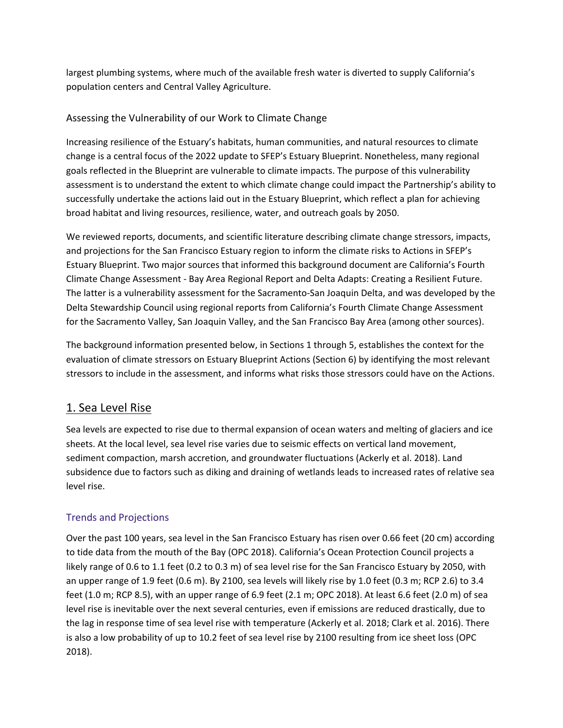largest plumbing systems, where much of the available fresh water is diverted to supply California's population centers and Central Valley Agriculture.

### Assessing the Vulnerability of our Work to Climate Change

Increasing resilience of the Estuary's habitats, human communities, and natural resources to climate change is a central focus of the 2022 update to SFEP's Estuary Blueprint. Nonetheless, many regional goals reflected in the Blueprint are vulnerable to climate impacts. The purpose of this vulnerability assessment is to understand the extent to which climate change could impact the Partnership's ability to successfully undertake the actions laid out in the Estuary Blueprint, which reflect a plan for achieving broad habitat and living resources, resilience, water, and outreach goals by 2050.

We reviewed reports, documents, and scientific literature describing climate change stressors, impacts, and projections for the San Francisco Estuary region to inform the climate risks to Actions in SFEP's Estuary Blueprint. Two major sources that informed this background document are California's Fourth Climate Change Assessment - Bay Area Regional Report and Delta Adapts: Creating a Resilient Future. The latter is a vulnerability assessment for the Sacramento-San Joaquin Delta, and was developed by the Delta Stewardship Council using regional reports from California's Fourth Climate Change Assessment for the Sacramento Valley, San Joaquin Valley, and the San Francisco Bay Area (among other sources).

The background information presented below, in Sections 1 through 5, establishes the context for the evaluation of climate stressors on Estuary Blueprint Actions (Section 6) by identifying the most relevant stressors to include in the assessment, and informs what risks those stressors could have on the Actions.

## 1. Sea Level Rise

Sea levels are expected to rise due to thermal expansion of ocean waters and melting of glaciers and ice sheets. At the local level, sea level rise varies due to seismic effects on vertical land movement, sediment compaction, marsh accretion, and groundwater fluctuations (Ackerly et al. 2018). Land subsidence due to factors such as diking and draining of wetlands leads to increased rates of relative sea level rise.

### Trends and Projections

Over the past 100 years, sea level in the San Francisco Estuary has risen over 0.66 feet (20 cm) according to tide data from the mouth of the Bay (OPC 2018). California's Ocean Protection Council projects a likely range of 0.6 to 1.1 feet (0.2 to 0.3 m) of sea level rise for the San Francisco Estuary by 2050, with an upper range of 1.9 feet (0.6 m). By 2100, sea levels will likely rise by 1.0 feet (0.3 m; RCP 2.6) to 3.4 feet (1.0 m; RCP 8.5), with an upper range of 6.9 feet (2.1 m; OPC 2018). At least 6.6 feet (2.0 m) of sea level rise is inevitable over the next several centuries, even if emissions are reduced drastically, due to the lag in response time of sea level rise with temperature (Ackerly et al. 2018; Clark et al. 2016). There is also a low probability of up to 10.2 feet of sea level rise by 2100 resulting from ice sheet loss (OPC 2018).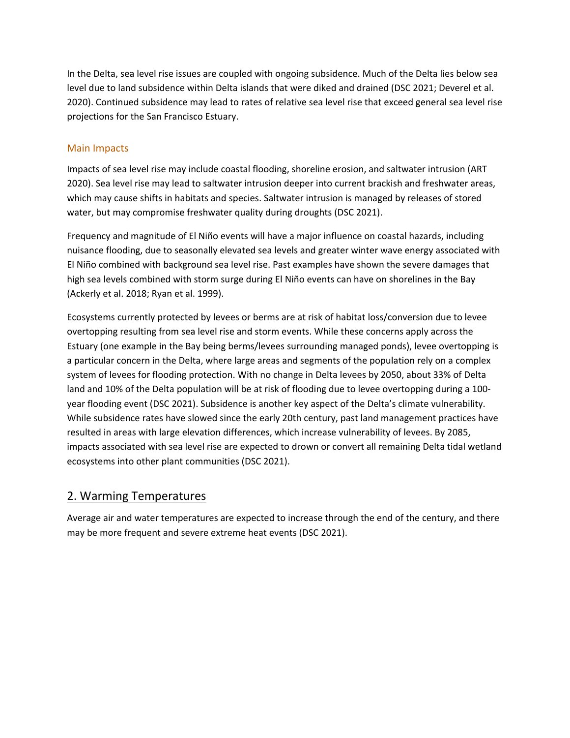In the Delta, sea level rise issues are coupled with ongoing subsidence. Much of the Delta lies below sea level due to land subsidence within Delta islands that were diked and drained (DSC 2021; Deverel et al. 2020). Continued subsidence may lead to rates of relative sea level rise that exceed general sea level rise projections for the San Francisco Estuary.

### Main Impacts

Impacts of sea level rise may include coastal flooding, shoreline erosion, and saltwater intrusion (ART 2020). Sea level rise may lead to saltwater intrusion deeper into current brackish and freshwater areas, which may cause shifts in habitats and species. Saltwater intrusion is managed by releases of stored water, but may compromise freshwater quality during droughts (DSC 2021).

Frequency and magnitude of El Niño events will have a major influence on coastal hazards, including nuisance flooding, due to seasonally elevated sea levels and greater winter wave energy associated with El Niño combined with background sea level rise. Past examples have shown the severe damages that high sea levels combined with storm surge during El Niño events can have on shorelines in the Bay (Ackerly et al. 2018; Ryan et al. 1999).

Ecosystems currently protected by levees or berms are at risk of habitat loss/conversion due to levee overtopping resulting from sea level rise and storm events. While these concerns apply across the Estuary (one example in the Bay being berms/levees surrounding managed ponds), levee overtopping is a particular concern in the Delta, where large areas and segments of the population rely on a complex system of levees for flooding protection. With no change in Delta levees by 2050, about 33% of Delta land and 10% of the Delta population will be at risk of flooding due to levee overtopping during a 100-year flooding event (DSC 2021). Subsidence is another key aspect of the Delta's climate vulnerability. While subsidence rates have slowed since the early 20th century, past land management practices have resulted in areas with large elevation differences, which increase vulnerability of levees. By 2085, impacts associated with sea level rise are expected to drown or convert all remaining Delta tidal wetland ecosystems into other plant communities (DSC 2021).

## 2. Warming Temperatures

Average air and water temperatures are expected to increase through the end of the century, and there may be more frequent and severe extreme heat events (DSC 2021).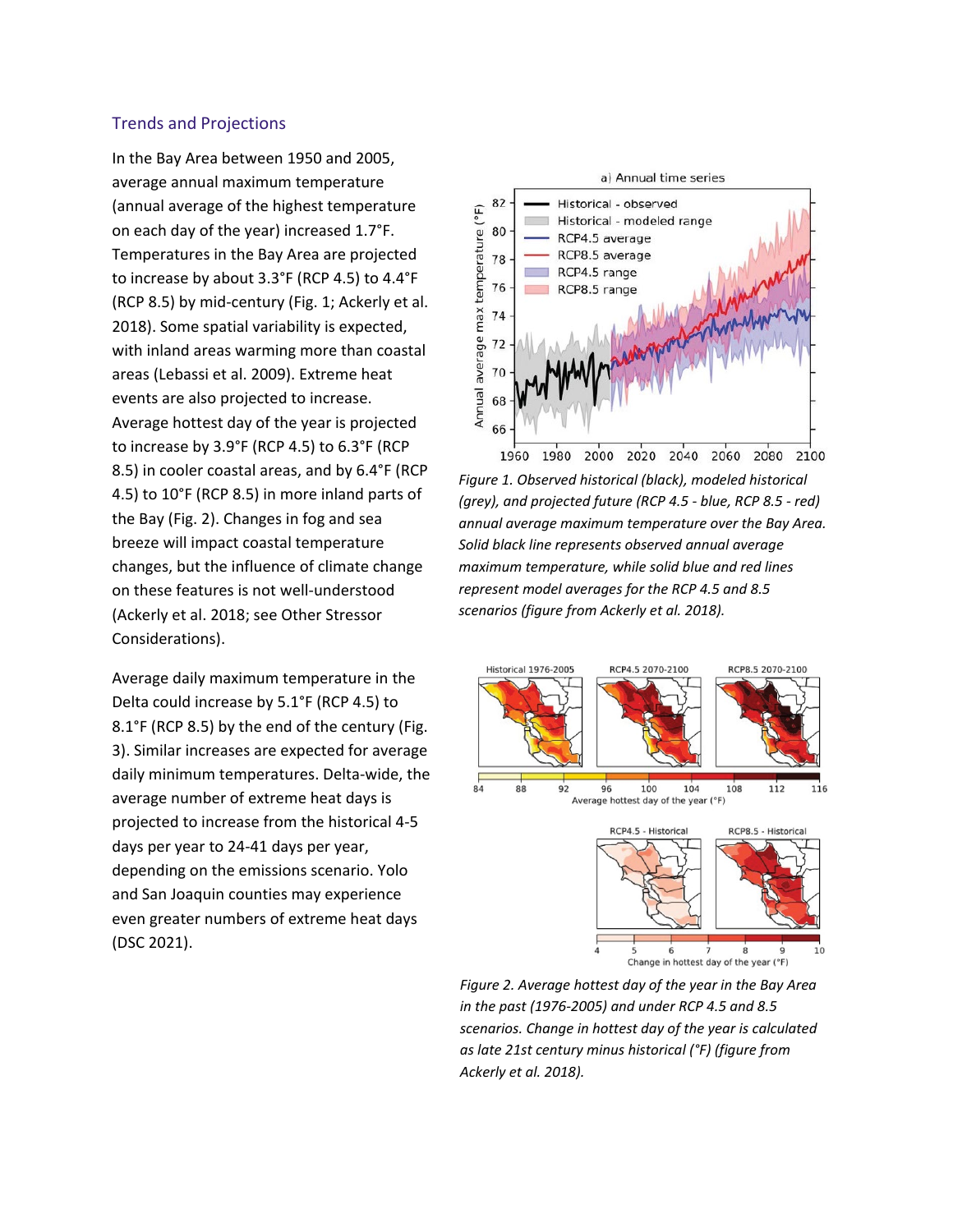## Trends and Projections

In the Bay Area between 1950 and 2005, average annual maximum temperature (annual average of the highest temperature on each day of the year) increased 1.7°F. Temperatures in the Bay Area are projected to increase by about 3.3°F (RCP 4.5) to 4.4°F (RCP 8.5) by mid-century (Fig. 1; Ackerly et al. 2018). Some spatial variability is expected, with inland areas warming more than coastal areas (Lebassi et al. 2009). Extreme heat events are also projected to increase. Average hottest day of the year is projected to increase by 3.9°F (RCP 4.5) to 6.3°F (RCP 8.5) in cooler coastal areas, and by 6.4°F (RCP 4.5) to 10°F (RCP 8.5) in more inland parts of the Bay (Fig. 2). Changes in fog and sea breeze will impact coastal temperature changes, but the influence of climate change on these features is not well-understood (Ackerly et al. 2018; see Other Stressor Considerations).

Average daily maximum temperature in the Delta could increase by 5.1°F (RCP 4.5) to 8.1°F (RCP 8.5) by the end of the century (Fig. 3). Similar increases are expected for average daily minimum temperatures. Delta-wide, the average number of extreme heat days is projected to increase from the historical 4-5 days per year to 24-41 days per year, depending on the emissions scenario. Yolo and San Joaquin counties may experience even greater numbers of extreme heat days (DSC 2021).

a) Annual time series

Annual average max temperature (°F)

82
80
78
76
74
72
70
68
66

1960 1980 2000 2020 2040 2060 2080 2100

Historical - observed
Historical - modeled range
RCP4.5 average
RCP8.5 average
RCP4.5 range
RCP8.5 range

*Figure 1. Observed historical (black), modeled historical (grey), and projected future (RCP 4.5 - blue, RCP 8.5 - red) annual average maximum temperature over the Bay Area. Solid black line represents observed annual average maximum temperature, while solid blue and red lines represent model averages for the RCP 4.5 and 8.5 scenarios (figure from Ackerly et al. 2018).*

Historical 1976-2005
RCP4.5 2070-2100
RCP8.5 2070-2100

84 88 92 96 100 104 108 112 116

Average hottest day of the year (°F)

RCP4.5 - Historical
RCP8.5 - Historical

4 5 6 7 8 9 10

Change in hottest day of the year (°F)

*Figure 2. Average hottest day of the year in the Bay Area in the past (1976-2005) and under RCP 4.5 and 8.5 scenarios. Change in hottest day of the year is calculated as late 21st century minus historical (°F) (figure from Ackerly et al. 2018).*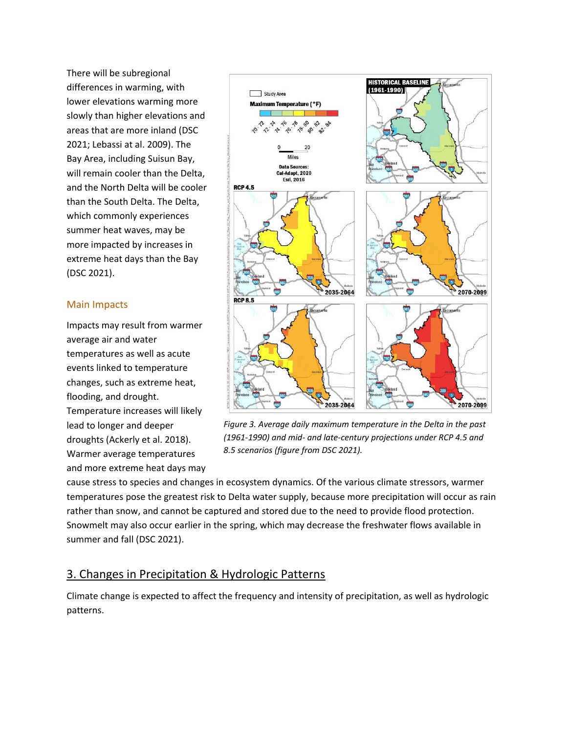There will be subregional differences in warming, with lower elevations warming more slowly than higher elevations and areas that are more inland (DSC 2021; Lebassi at al. 2009). The Bay Area, including Suisun Bay, will remain cooler than the Delta, and the North Delta will be cooler than the South Delta. The Delta, which commonly experiences summer heat waves, may be more impacted by increases in extreme heat days than the Bay (DSC 2021).

Study Area
Maximum Temperature (°F)
70 - 72
72 - 74
74 - 76
76 - 78
78 - 80
80 - 82
82 - 84
0 20
Miles
Data Sources:
Cal-Adapt, 2020
Esri, 2016
HISTORICAL BASELINE (1961-1990)
RCP 4.5
2035-2064
2070-2099
RCP 8.5
2035-2064
2070-2099

*Figure 3. Average daily maximum temperature in the Delta in the past (1961-1990) and mid- and late-century projections under RCP 4.5 and 8.5 scenarios (figure from DSC 2021).*

### Main Impacts

Impacts may result from warmer average air and water temperatures as well as acute events linked to temperature changes, such as extreme heat, flooding, and drought. Temperature increases will likely lead to longer and deeper droughts (Ackerly et al. 2018). Warmer average temperatures and more extreme heat days may cause stress to species and changes in ecosystem dynamics. Of the various climate stressors, warmer temperatures pose the greatest risk to Delta water supply, because more precipitation will occur as rain rather than snow, and cannot be captured and stored due to the need to provide flood protection. Snowmelt may also occur earlier in the spring, which may decrease the freshwater flows available in summer and fall (DSC 2021).

## 3. Changes in Precipitation & Hydrologic Patterns

Climate change is expected to affect the frequency and intensity of precipitation, as well as hydrologic patterns.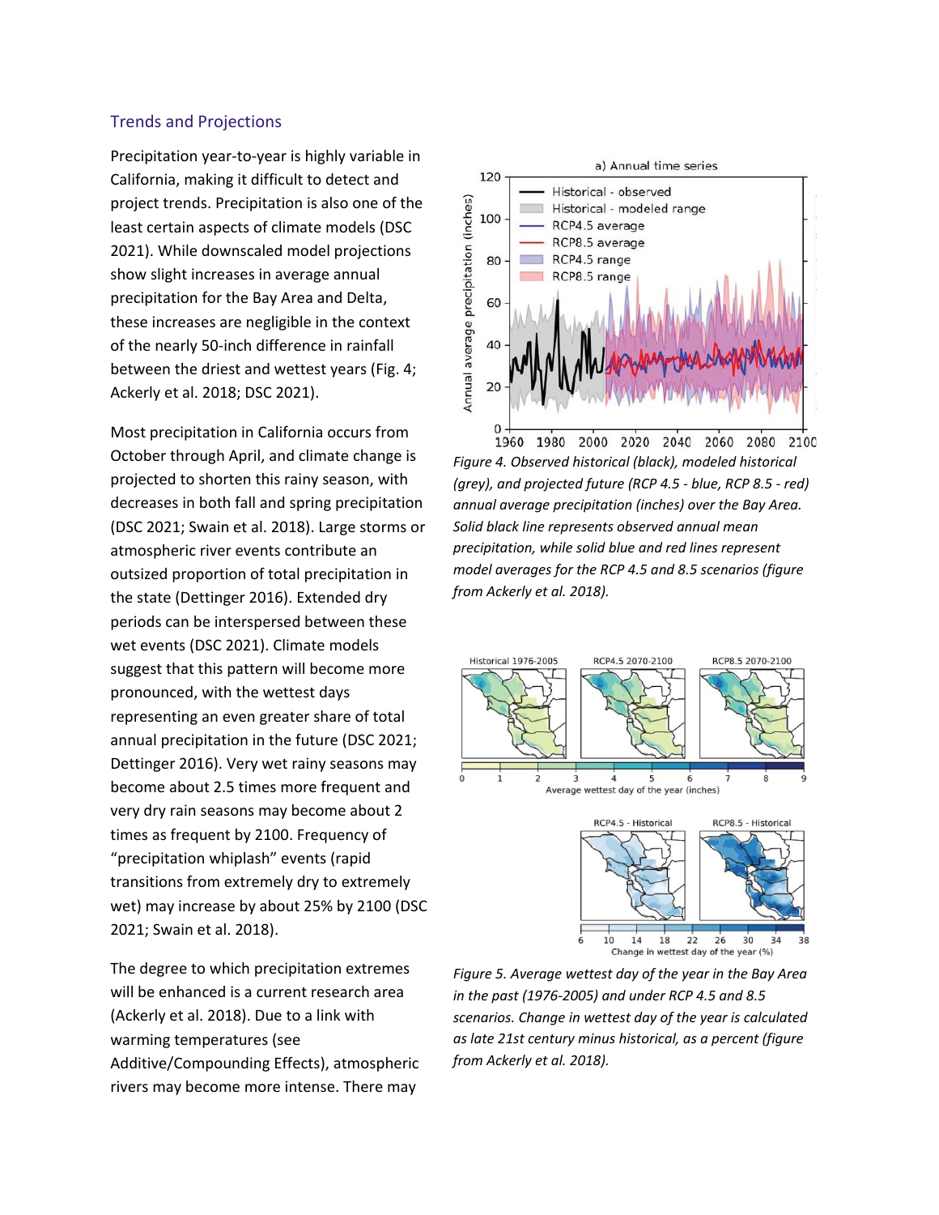## Trends and Projections

Precipitation year-to-year is highly variable in California, making it difficult to detect and project trends. Precipitation is also one of the least certain aspects of climate models (DSC 2021). While downscaled model projections show slight increases in average annual precipitation for the Bay Area and Delta, these increases are negligible in the context of the nearly 50-inch difference in rainfall between the driest and wettest years (Fig. 4; Ackerly et al. 2018; DSC 2021).

Most precipitation in California occurs from October through April, and climate change is projected to shorten this rainy season, with decreases in both fall and spring precipitation (DSC 2021; Swain et al. 2018). Large storms or atmospheric river events contribute an outsized proportion of total precipitation in the state (Dettinger 2016). Extended dry periods can be interspersed between these wet events (DSC 2021). Climate models suggest that this pattern will become more pronounced, with the wettest days representing an even greater share of total annual precipitation in the future (DSC 2021; Dettinger 2016). Very wet rainy seasons may become about 2.5 times more frequent and very dry rain seasons may become about 2 times as frequent by 2100. Frequency of "precipitation whiplash" events (rapid transitions from extremely dry to extremely wet) may increase by about 25% by 2100 (DSC 2021; Swain et al. 2018).

The degree to which precipitation extremes will be enhanced is a current research area (Ackerly et al. 2018). Due to a link with warming temperatures (see Additive/Compounding Effects), atmospheric rivers may become more intense. There may

a) Annual time series

Annual average precipitation (inches)

0
20
40
60
80
100
120

1960 1980 2000 2020 2040 2060 2080 2100

Historical - observed
Historical - modeled range
RCP4.5 average
RCP8.5 average
RCP4.5 range
RCP8.5 range

*Figure 4. Observed historical (black), modeled historical (grey), and projected future (RCP 4.5 - blue, RCP 8.5 - red) annual average precipitation (inches) over the Bay Area. Solid black line represents observed annual mean precipitation, while solid blue and red lines represent model averages for the RCP 4.5 and 8.5 scenarios (figure from Ackerly et al. 2018).*

Historical 1976-2005
RCP4.5 2070-2100
RCP8.5 2070-2100

0 1 2 3 4 5 6 7 8 9
Average wettest day of the year (inches)

RCP4.5 - Historical
RCP8.5 - Historical

6 10 14 18 22 26 30 34 38
Change in wettest day of the year (%)

*Figure 5. Average wettest day of the year in the Bay Area in the past (1976-2005) and under RCP 4.5 and 8.5 scenarios. Change in wettest day of the year is calculated as late 21st century minus historical, as a percent (figure from Ackerly et al. 2018).*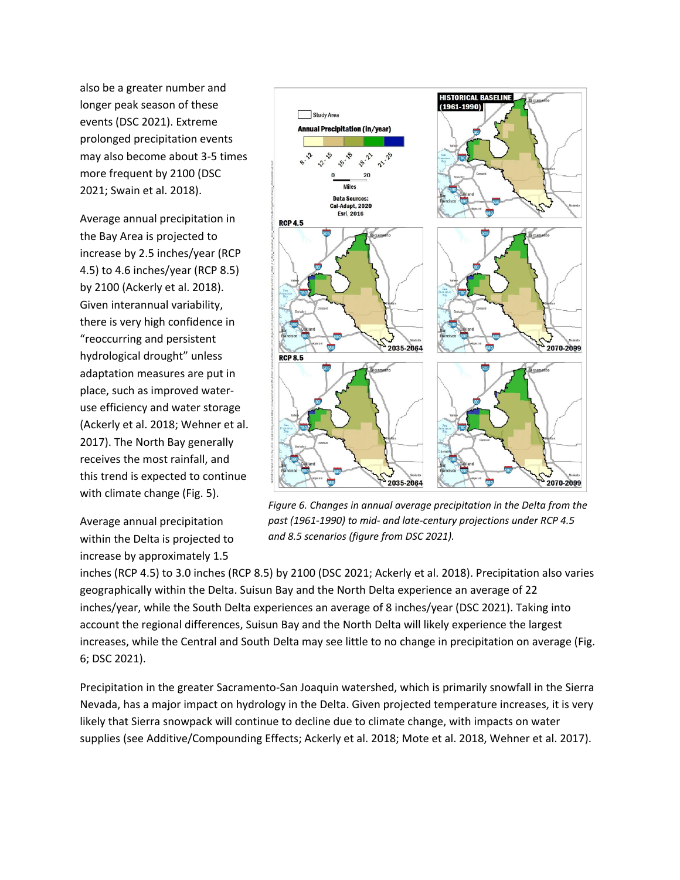also be a greater number and longer peak season of these events (DSC 2021). Extreme prolonged precipitation events may also become about 3-5 times more frequent by 2100 (DSC 2021; Swain et al. 2018).

Average annual precipitation in the Bay Area is projected to increase by 2.5 inches/year (RCP 4.5) to 4.6 inches/year (RCP 8.5) by 2100 (Ackerly et al. 2018). Given interannual variability, there is very high confidence in "reoccurring and persistent hydrological drought" unless adaptation measures are put in place, such as improved water-use efficiency and water storage (Ackerly et al. 2018; Wehner et al. 2017). The North Bay generally receives the most rainfall, and this trend is expected to continue with climate change (Fig. 5).

HISTORICAL BASELINE (1961-1990)

Study Area

Annual Precipitation (in/year)

8 - 12

12 - 15

15 - 18

18 - 21

21 - 25

0 20

Miles

Data Sources:
Cal-Adapt, 2020
Esri, 2016

RCP 4.5

2035-2064

2070-2099

RCP 8.5

2035-2064

2070-2099

*Figure 6. Changes in annual average precipitation in the Delta from the past (1961-1990) to mid- and late-century projections under RCP 4.5 and 8.5 scenarios (figure from DSC 2021).*

Average annual precipitation within the Delta is projected to increase by approximately 1.5 inches (RCP 4.5) to 3.0 inches (RCP 8.5) by 2100 (DSC 2021; Ackerly et al. 2018). Precipitation also varies geographically within the Delta. Suisun Bay and the North Delta experience an average of 22 inches/year, while the South Delta experiences an average of 8 inches/year (DSC 2021). Taking into account the regional differences, Suisun Bay and the North Delta will likely experience the largest increases, while the Central and South Delta may see little to no change in precipitation on average (Fig. 6; DSC 2021).

Precipitation in the greater Sacramento-San Joaquin watershed, which is primarily snowfall in the Sierra Nevada, has a major impact on hydrology in the Delta. Given projected temperature increases, it is very likely that Sierra snowpack will continue to decline due to climate change, with impacts on water supplies (see Additive/Compounding Effects; Ackerly et al. 2018; Mote et al. 2018, Wehner et al. 2017).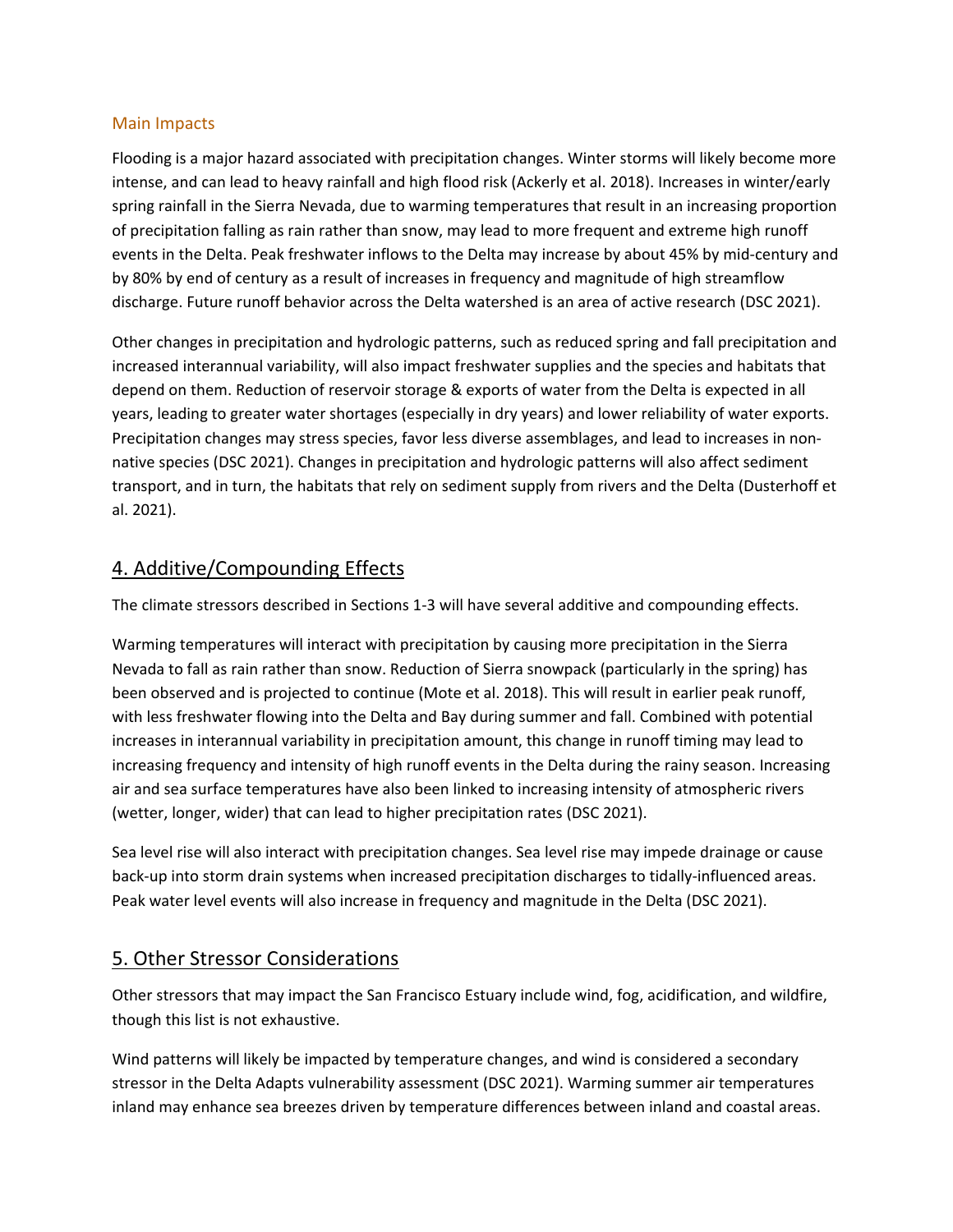### Main Impacts

Flooding is a major hazard associated with precipitation changes. Winter storms will likely become more intense, and can lead to heavy rainfall and high flood risk (Ackerly et al. 2018). Increases in winter/early spring rainfall in the Sierra Nevada, due to warming temperatures that result in an increasing proportion of precipitation falling as rain rather than snow, may lead to more frequent and extreme high runoff events in the Delta. Peak freshwater inflows to the Delta may increase by about 45% by mid-century and by 80% by end of century as a result of increases in frequency and magnitude of high streamflow discharge. Future runoff behavior across the Delta watershed is an area of active research (DSC 2021).

Other changes in precipitation and hydrologic patterns, such as reduced spring and fall precipitation and increased interannual variability, will also impact freshwater supplies and the species and habitats that depend on them. Reduction of reservoir storage & exports of water from the Delta is expected in all years, leading to greater water shortages (especially in dry years) and lower reliability of water exports. Precipitation changes may stress species, favor less diverse assemblages, and lead to increases in non-native species (DSC 2021). Changes in precipitation and hydrologic patterns will also affect sediment transport, and in turn, the habitats that rely on sediment supply from rivers and the Delta (Dusterhoff et al. 2021).

## 4. Additive/Compounding Effects

The climate stressors described in Sections 1-3 will have several additive and compounding effects.

Warming temperatures will interact with precipitation by causing more precipitation in the Sierra Nevada to fall as rain rather than snow. Reduction of Sierra snowpack (particularly in the spring) has been observed and is projected to continue (Mote et al. 2018). This will result in earlier peak runoff, with less freshwater flowing into the Delta and Bay during summer and fall. Combined with potential increases in interannual variability in precipitation amount, this change in runoff timing may lead to increasing frequency and intensity of high runoff events in the Delta during the rainy season. Increasing air and sea surface temperatures have also been linked to increasing intensity of atmospheric rivers (wetter, longer, wider) that can lead to higher precipitation rates (DSC 2021).

Sea level rise will also interact with precipitation changes. Sea level rise may impede drainage or cause back-up into storm drain systems when increased precipitation discharges to tidally-influenced areas. Peak water level events will also increase in frequency and magnitude in the Delta (DSC 2021).

## 5. Other Stressor Considerations

Other stressors that may impact the San Francisco Estuary include wind, fog, acidification, and wildfire, though this list is not exhaustive.

Wind patterns will likely be impacted by temperature changes, and wind is considered a secondary stressor in the Delta Adapts vulnerability assessment (DSC 2021). Warming summer air temperatures inland may enhance sea breezes driven by temperature differences between inland and coastal areas.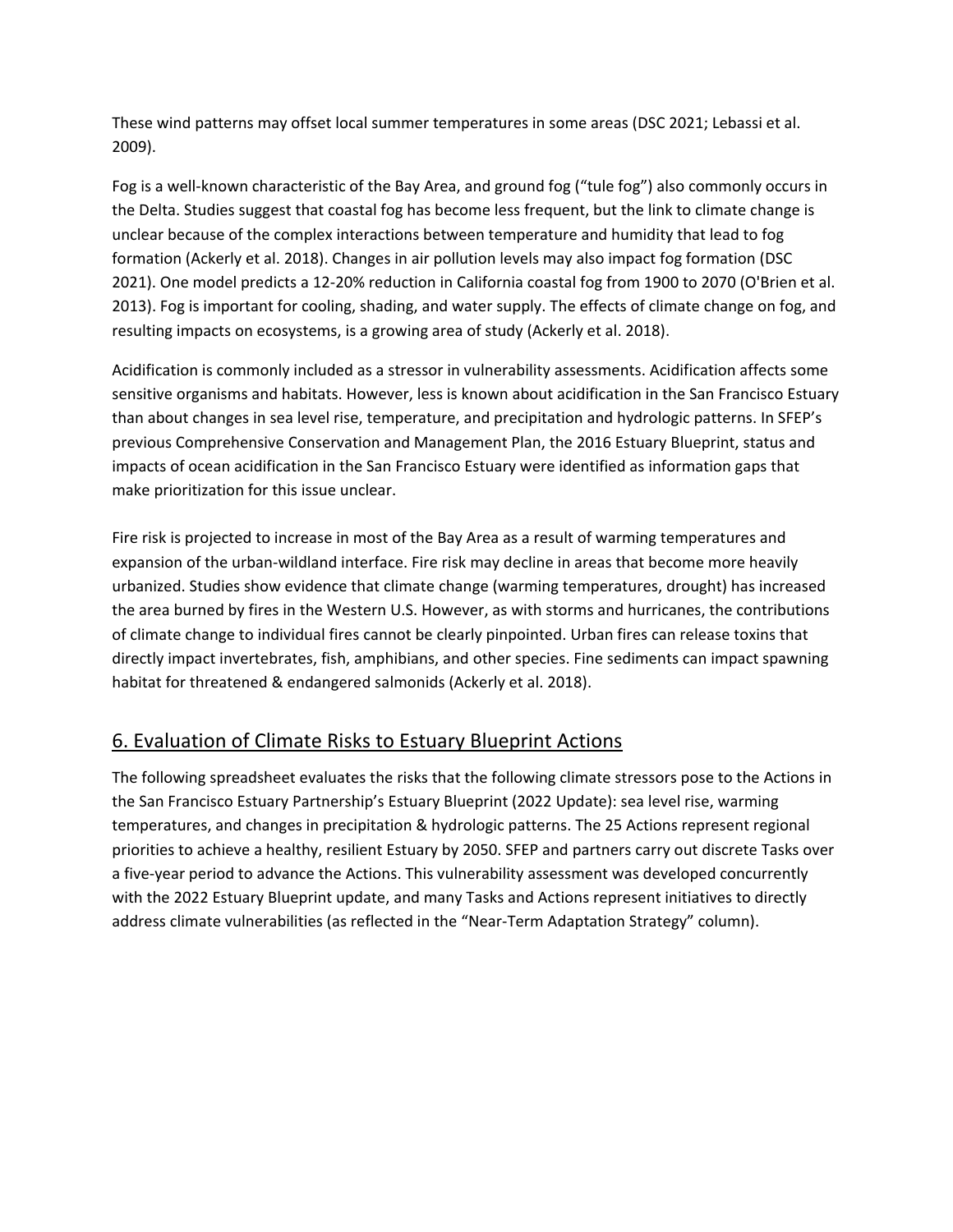These wind patterns may offset local summer temperatures in some areas (DSC 2021; Lebassi et al. 2009).

Fog is a well-known characteristic of the Bay Area, and ground fog ("tule fog") also commonly occurs in the Delta. Studies suggest that coastal fog has become less frequent, but the link to climate change is unclear because of the complex interactions between temperature and humidity that lead to fog formation (Ackerly et al. 2018). Changes in air pollution levels may also impact fog formation (DSC 2021). One model predicts a 12-20% reduction in California coastal fog from 1900 to 2070 (O'Brien et al. 2013). Fog is important for cooling, shading, and water supply. The effects of climate change on fog, and resulting impacts on ecosystems, is a growing area of study (Ackerly et al. 2018).

Acidification is commonly included as a stressor in vulnerability assessments. Acidification affects some sensitive organisms and habitats. However, less is known about acidification in the San Francisco Estuary than about changes in sea level rise, temperature, and precipitation and hydrologic patterns. In SFEP's previous Comprehensive Conservation and Management Plan, the 2016 Estuary Blueprint, status and impacts of ocean acidification in the San Francisco Estuary were identified as information gaps that make prioritization for this issue unclear.

Fire risk is projected to increase in most of the Bay Area as a result of warming temperatures and expansion of the urban-wildland interface. Fire risk may decline in areas that become more heavily urbanized. Studies show evidence that climate change (warming temperatures, drought) has increased the area burned by fires in the Western U.S. However, as with storms and hurricanes, the contributions of climate change to individual fires cannot be clearly pinpointed. Urban fires can release toxins that directly impact invertebrates, fish, amphibians, and other species. Fine sediments can impact spawning habitat for threatened & endangered salmonids (Ackerly et al. 2018).

## 6. Evaluation of Climate Risks to Estuary Blueprint Actions

The following spreadsheet evaluates the risks that the following climate stressors pose to the Actions in the San Francisco Estuary Partnership's Estuary Blueprint (2022 Update): sea level rise, warming temperatures, and changes in precipitation & hydrologic patterns. The 25 Actions represent regional priorities to achieve a healthy, resilient Estuary by 2050. SFEP and partners carry out discrete Tasks over a five-year period to advance the Actions. This vulnerability assessment was developed concurrently with the 2022 Estuary Blueprint update, and many Tasks and Actions represent initiatives to directly address climate vulnerabilities (as reflected in the "Near-Term Adaptation Strategy" column).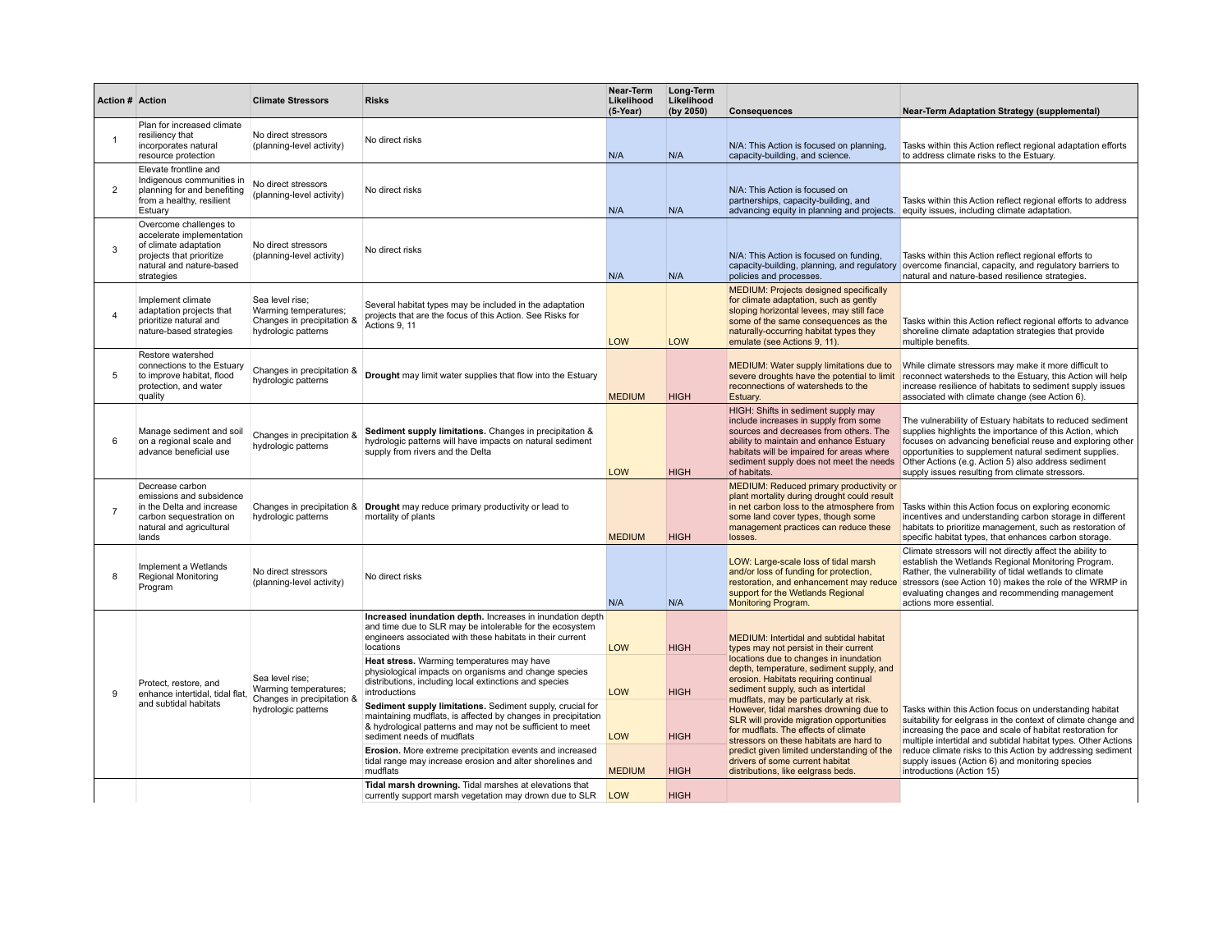| Action # | Action | Climate Stressors | Risks | Near-Term Likelihood (5-Year) | Long-Term Likelihood (by 2050) | Consequences | Near-Term Adaptation Strategy (supplemental) |
|---|---|---|---|---|---|---|---|
| 1 | Plan for increased climate resiliency that incorporates natural resource protection | No direct stressors (planning-level activity) | No direct risks | N/A | N/A | N/A: This Action is focused on planning, capacity-building, and science. | Tasks within this Action reflect regional adaptation efforts to address climate risks to the Estuary. |
| 2 | Elevate frontline and Indigenous communities in planning for and benefiting from a healthy, resilient Estuary | No direct stressors (planning-level activity) | No direct risks | N/A | N/A | N/A: This Action is focused on partnerships, capacity-building, and advancing equity in planning and projects. | Tasks within this Action reflect regional efforts to address equity issues, including climate adaptation. |
| 3 | Overcome challenges to accelerate implementation of climate adaptation projects that prioritize natural and nature-based strategies | No direct stressors (planning-level activity) | No direct risks | N/A | N/A | N/A: This Action is focused on funding, capacity-building, planning, and regulatory policies and processes. | Tasks within this Action reflect regional efforts to overcome financial, capacity, and regulatory barriers to natural and nature-based resilience strategies. |
| 4 | Implement climate adaptation projects that prioritize natural and nature-based strategies | Sea level rise; Warming temperatures; Changes in precipitation & hydrologic patterns | Several habitat types may be included in the adaptation projects that are the focus of this Action. See Risks for Actions 9, 11 | LOW | LOW | MEDIUM: Projects designed specifically for climate adaptation, such as gently sloping horizontal levees, may still face some of the same consequences as the naturally-occurring habitat types they emulate (see Actions 9, 11). | Tasks within this Action reflect regional efforts to advance shoreline climate adaptation strategies that provide multiple benefits. |
| 5 | Restore watershed connections to the Estuary to improve habitat, flood protection, and water quality | Changes in precipitation & hydrologic patterns | **Drought** may limit water supplies that flow into the Estuary | MEDIUM | HIGH | MEDIUM: Water supply limitations due to severe droughts have the potential to limit reconnections of watersheds to the Estuary. | While climate stressors may make it more difficult to reconnect watersheds to the Estuary, this Action will help increase resilience of habitats to sediment supply issues associated with climate change (see Action 6). |
| 6 | Manage sediment and soil on a regional scale and advance beneficial use | Changes in precipitation & hydrologic patterns | **Sediment supply limitations.** Changes in precipitation & hydrologic patterns will have impacts on natural sediment supply from rivers and the Delta | LOW | HIGH | HIGH: Shifts in sediment supply may include increases in supply from some sources and decreases from others. The ability to maintain and enhance Estuary habitats will be impaired for areas where sediment supply does not meet the needs of habitats. | The vulnerability of Estuary habitats to reduced sediment supplies highlights the importance of this Action, which focuses on advancing beneficial reuse and exploring other opportunities to supplement natural sediment supplies. Other Actions (e.g. Action 5) also address sediment supply issues resulting from climate stressors. |
| 7 | Decrease carbon emissions and subsidence in the Delta and increase carbon sequestration on natural and agricultural lands | Changes in precipitation & hydrologic patterns | **Drought** may reduce primary productivity or lead to mortality of plants | MEDIUM | HIGH | MEDIUM: Reduced primary productivity or plant mortality during drought could result in net carbon loss to the atmosphere from some land cover types, though some management practices can reduce these losses. | Tasks within this Action focus on exploring economic incentives and understanding carbon storage in different habitats to prioritize management, such as restoration of specific habitat types, that enhances carbon storage. |
| 8 | Implement a Wetlands Regional Monitoring Program | No direct stressors (planning-level activity) | No direct risks | N/A | N/A | LOW: Large-scale loss of tidal marsh and/or loss of funding for protection, restoration, and enhancement may reduce support for the Wetlands Regional Monitoring Program. | Climate stressors will not directly affect the ability to establish the Wetlands Regional Monitoring Program. Rather, the vulnerability of tidal wetlands to climate stressors (see Action 10) makes the role of the WRMP in evaluating changes and recommending management actions more essential. |
| 9 | Protect, restore, and enhance intertidal, tidal flat, and subtidal habitats | Sea level rise; Warming temperatures; Changes in precipitation & hydrologic patterns | **Increased inundation depth.** Increases in inundation depth and time due to SLR may be intolerable for the ecosystem engineers associated with these habitats in their current locations | LOW | HIGH | MEDIUM: Intertidal and subtidal habitat types may not persist in their current locations due to changes in inundation depth, temperature, sediment supply, and erosion. Habitats requiring continual sediment supply, such as intertidal mudflats, may be particularly at risk. However, tidal marshes drowning due to SLR will provide migration opportunities for mudflats. The effects of climate stressors on these habitats are hard to predict given limited understanding of the drivers of some current habitat distributions, like eelgrass beds. | Tasks within this Action focus on understanding habitat suitability for eelgrass in the context of climate change and increasing the pace and scale of habitat restoration for multiple intertidal and subtidal habitat types. Other Actions reduce climate risks to this Action by addressing sediment supply issues (Action 6) and monitoring species introductions (Action 15) |
| | | | **Heat stress.** Warming temperatures may have physiological impacts on organisms and change species distributions, including local extinctions and species introductions | LOW | HIGH | | |
| | | | **Sediment supply limitations.** Sediment supply, crucial for maintaining mudflats, is affected by changes in precipitation & hydrological patterns and may not be sufficient to meet sediment needs of mudflats | LOW | HIGH | | |
| | | | **Erosion.** More extreme precipitation events and increased tidal range may increase erosion and alter shorelines and mudflats | MEDIUM | HIGH | | |
| | | | **Tidal marsh drowning.** Tidal marshes at elevations that currently support marsh vegetation may drown due to SLR | LOW | HIGH | | |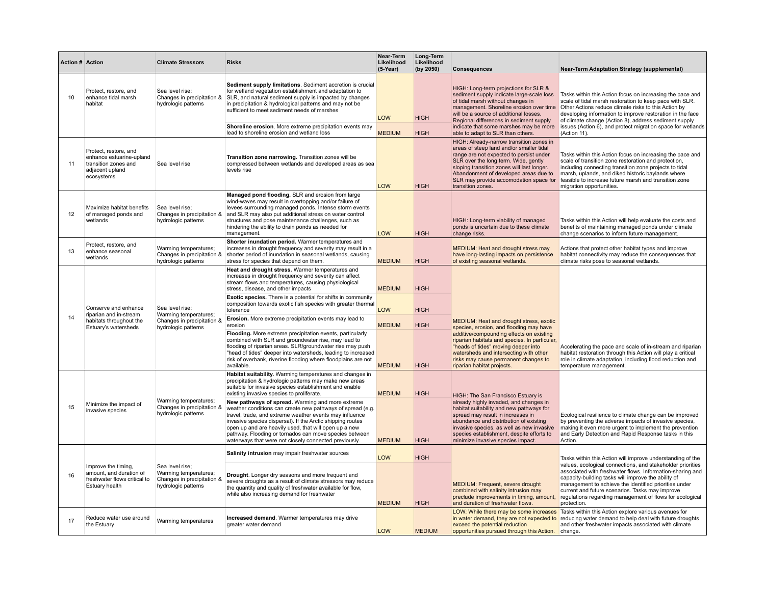| Action # | Action | Climate Stressors | Risks | Near-Term Likelihood (5-Year) | Long-Term Likelihood (by 2050) | Consequences | Near-Term Adaptation Strategy (supplemental) |
|---|---|---|---|---|---|---|---|
| 10 | Protect, restore, and enhance tidal marsh habitat | Sea level rise; Changes in precipitation & hydrologic patterns | **Sediment supply limitations**. Sediment accretion is crucial for wetland vegetation establishment and adaptation to SLR, and natural sediment supply is impacted by changes in precipitation & hydrological patterns and may not be sufficient to meet sediment needs of marshes | LOW | HIGH | HIGH: Long-term projections for SLR & sediment supply indicate large-scale loss of tidal marsh without changes in management. Shoreline erosion over time will be a source of additional losses. Regional differences in sediment supply indicate that some marshes may be more able to adapt to SLR than others. | Tasks within this Action focus on increasing the pace and scale of tidal marsh restoration to keep pace with SLR. Other Actions reduce climate risks to this Action by developing information to improve restoration in the face of climate change (Action 8), address sediment supply issues (Action 6), and protect migration space for wetlands (Action 11). |
| | | | **Shoreline erosion**. More extreme precipitation events may lead to shoreline erosion and wetland loss | MEDIUM | HIGH | | |
| 11 | Protect, restore, and enhance estuarine-upland transition zones and adjacent upland ecosystems | Sea level rise | **Transition zone narrowing.** Transition zones will be compressed between wetlands and developed areas as sea levels rise | LOW | HIGH | HIGH: Already-narrow transition zones in areas of steep land and/or smaller tidal range are not expected to persist under SLR over the long term. Wide, gently sloping transition zones will last longer. Abandonment of developed areas due to SLR may provide accomodation space for transition zones. | Tasks within this Action focus on increasing the pace and scale of transition zone restoration and protection, including connecting transition zone projects to tidal marsh, uplands, and diked historic baylands where feasible to increase future marsh and transition zone migration opportunities. |
| 12 | Maximize habitat benefits of managed ponds and wetlands | Sea level rise; Changes in precipitation & hydrologic patterns | **Managed pond flooding.** SLR and erosion from large wind-waves may result in overtopping and/or failure of levees surrounding managed ponds. Intense storm events and SLR may also put additional stress on water control structures and pose maintenance challenges, such as hindering the ability to drain ponds as needed for management. | LOW | HIGH | HIGH: Long-term viability of managed ponds is uncertain due to these climate change risks. | Tasks within this Action will help evaluate the costs and benefits of maintaining managed ponds under climate change scenarios to inform future management. |
| 13 | Protect, restore, and enhance seasonal wetlands | Warming temperatures; Changes in precipitation & hydrologic patterns | **Shorter inundation period.** Warmer temperatures and increases in drought frequency and severity may result in a shorter period of inundation in seasonal wetlands, causing stress for species that depend on them. | MEDIUM | HIGH | MEDIUM: Heat and drought stress may have long-lasting impacts on persistence of existing seasonal wetlands. | Actions that protect other habitat types and improve habitat connectivity may reduce the consequences that climate risks pose to seasonal wetlands. |
| 14 | Conserve and enhance riparian and in-stream habitats throughout the Estuary's watersheds | Sea level rise; Warming temperatures; Changes in precipitation & hydrologic patterns | **Heat and drought stress.** Warmer temperatures and increases in drought frequency and severity can affect stream flows and temperatures, causing physiological stress, disease, and other impacts | MEDIUM | HIGH | MEDIUM: Heat and drought stress, exotic species, erosion, and flooding may have additive/compounding effects on existing riparian habitats and species. In particular, "heads of tides" moving deeper into watersheds and intersecting with other risks may cause permanent changes to riparian habitat projects. | Accelerating the pace and scale of in-stream and riparian habitat restoration through this Action will play a critical role in climate adaptation, including flood reduction and temperature management. |
| | | | **Exotic species.** There is a potential for shifts in community composition towards exotic fish species with greater thermal tolerance | LOW | HIGH | | |
| | | | **Erosion.** More extreme precipitation events may lead to erosion | MEDIUM | HIGH | | |
| | | | **Flooding.** More extreme precipitation events, particularly combined with SLR and groundwater rise, may lead to flooding of riparian areas. SLR/groundwater rise may push "head of tides" deeper into watersheds, leading to increased risk of overbank, riverine flooding where floodplains are not available. | MEDIUM | HIGH | | |
| 15 | Minimize the impact of invasive species | Warming temperatures; Changes in precipitation & hydrologic patterns | **Habitat suitability.** Warming temperatures and changes in precipitation & hydrologic patterns may make new areas suitable for invasive species establishment and enable existing invasive species to proliferate. | MEDIUM | HIGH | HIGH: The San Francisco Estuary is already highly invaded, and changes in habitat suitability and new pathways for spread may result in increases in abundance and distribution of existing invasive species, as well as new invasive species establishment, despite efforts to minimize invasive species impact. | Ecological resilience to climate change can be improved by preventing the adverse impacts of invasive species, making it even more urgent to implement the prevention and Early Detection and Rapid Response tasks in this Action. |
| | | | **New pathways of spread.** Warming and more extreme weather conditions can create new pathways of spread (e.g. travel, trade, and extreme weather events may influence invasive species dispersal). If the Arctic shipping routes open up and are heavily used, that will open up a new pathway. Flooding or tornados can move species between waterways that were not closely connected previously. | MEDIUM | HIGH | | |
| 16 | Improve the timing, amount, and duration of freshwater flows critical to Estuary health | Sea level rise; Warming temperatures; Changes in precipitation & hydrologic patterns | **Salinity intrusion** may impair freshwater sources | LOW | HIGH | MEDIUM: Frequent, severe drought combined with salinity intrusion may preclude improvements in timing, amount, and duration of freshwater flows. | Tasks within this Action will improve understanding of the values, ecological connections, and stakeholder priorities associated with freshwater flows. Information-sharing and capacity-building tasks will improve the ability of management to achieve the identified priorities under current and future scenarios. Tasks may improve regulations regarding management of flows for ecological protection. |
| | | | **Drought**. Longer dry seasons and more frequent and severe droughts as a result of climate stressors may reduce the quantity and quality of freshwater available for flow, while also increasing demand for freshwater | MEDIUM | HIGH | | |
| 17 | Reduce water use around the Estuary | Warming temperatures | **Increased demand**. Warmer temperatures may drive greater water demand | LOW | MEDIUM | LOW: While there may be some increases in water demand, they are not expected to exceed the potential reduction opportunities pursued through this Action. | Tasks within this Action explore various avenues for reducing water demand to help deal with future droughts and other freshwater impacts associated with climate change. |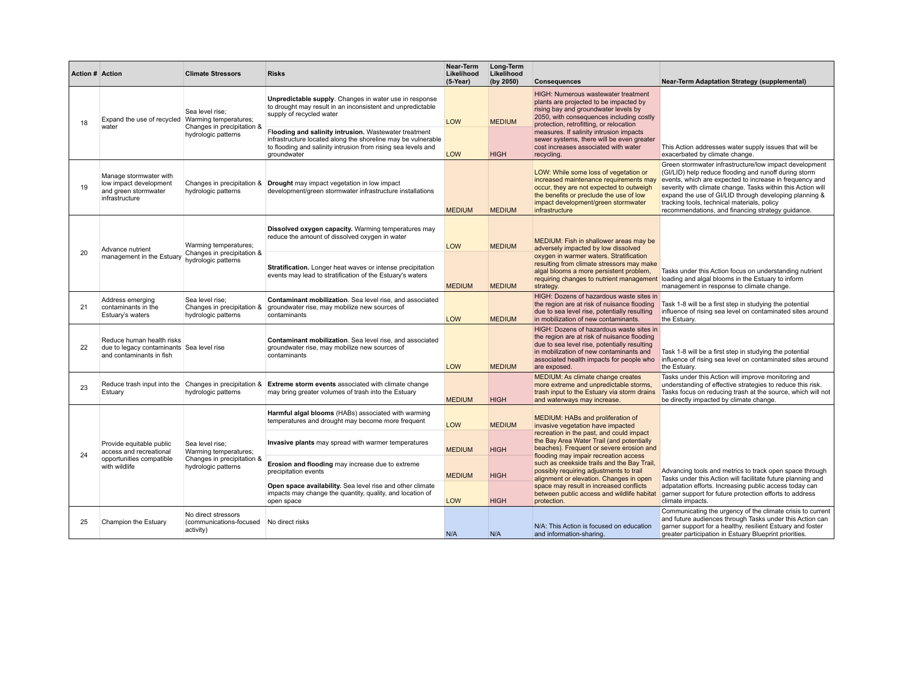| Action # | Action | Climate Stressors | Risks | Near-Term Likelihood (5-Year) | Long-Term Likelihood (by 2050) | Consequences | Near-Term Adaptation Strategy (supplemental) |
|---|---|---|---|---|---|---|---|
| 18 | Expand the use of recycled water | Sea level rise; Warming temperatures; Changes in precipitation & hydrologic patterns | **Unpredictable supply**. Changes in water use in response to drought may result in an inconsistent and unpredictable supply of recycled water | LOW | MEDIUM | HIGH: Numerous wastewater treatment plants are projected to be impacted by rising bay and groundwater levels by 2050, with consequences including costly protection, retrofitting, or relocation measures. If salinity intrusion impacts sewer systems, there will be even greater cost increases associated with water recycling. | This Action addresses water supply issues that will be exacerbated by climate change. |
| | | | **Flooding and salinity intrusion.** Wastewater treatment infrastructure located along the shoreline may be vulnerable to flooding and salinity intrusion from rising sea levels and groundwater | LOW | HIGH | | |
| 19 | Manage stormwater with low impact development and green stormwater infrastructure | Changes in precipitation & hydrologic patterns | **Drought** may impact vegetation in low impact development/green stormwater infrastructure installations | MEDIUM | MEDIUM | LOW: While some loss of vegetation or increased maintenance requirements may occur, they are not expected to outweigh the benefits or preclude the use of low impact development/green stormwater infrastructure | Green stormwater infrastructure/low impact development (GI/LID) help reduce flooding and runoff during storm events, which are expected to increase in frequency and severity with climate change. Tasks within this Action will expand the use of GI/LID through developing planning & tracking tools, technical materials, policy recommendations, and financing strategy guidance. |
| 20 | Advance nutrient management in the Estuary | Warming temperatures; Changes in precipitation & hydrologic patterns | **Dissolved oxygen capacity.** Warming temperatures may reduce the amount of dissolved oxygen in water | LOW | MEDIUM | MEDIUM: Fish in shallower areas may be adversely impacted by low dissolved oxygen in warmer waters. Stratification resulting from climate stressors may make algal blooms a more persistent problem, requiring changes to nutrient management strategy. | Tasks under this Action focus on understanding nutrient loading and algal blooms in the Estuary to inform management in response to climate change. |
| | | | **Stratification.** Longer heat waves or intense precipitation events may lead to stratification of the Estuary's waters | MEDIUM | MEDIUM | | |
| 21 | Address emerging contaminants in the Estuary's waters | Sea level rise; Changes in precipitation & hydrologic patterns | **Contaminant mobilization**. Sea level rise, and associated groundwater rise, may mobilize new sources of contaminants | LOW | MEDIUM | HIGH: Dozens of hazardous waste sites in the region are at risk of nuisance flooding due to sea level rise, potentially resulting in mobilization of new contaminants. | Task 1-8 will be a first step in studying the potential influence of rising sea level on contaminated sites around the Estuary. |
| 22 | Reduce human health risks due to legacy contaminants and contaminants in fish | Sea level rise | **Contaminant mobilization**. Sea level rise, and associated groundwater rise, may mobilize new sources of contaminants | LOW | MEDIUM | HIGH: Dozens of hazardous waste sites in the region are at risk of nuisance flooding due to sea level rise, potentially resulting in mobilization of new contaminants and associated health impacts for people who are exposed. | Task 1-8 will be a first step in studying the potential influence of rising sea level on contaminated sites around the Estuary. |
| 23 | Reduce trash input into the Estuary | Changes in precipitation & hydrologic patterns | **Extreme storm events** associated with climate change may bring greater volumes of trash into the Estuary | MEDIUM | HIGH | MEDIUM: As climate change creates more extreme and unpredictable storms, trash input to the Estuary via storm drains and waterways may increase. | Tasks under this Action will improve monitoring and understanding of effective strategies to reduce this risk. Tasks focus on reducing trash at the source, which will not be directly impacted by climate change. |
| 24 | Provide equitable public access and recreational opportunities compatible with wildlife | Sea level rise; Warming temperatures; Changes in precipitation & hydrologic patterns | **Harmful algal blooms** (HABs) associated with warming temperatures and drought may become more frequent | LOW | MEDIUM | MEDIUM: HABs and proliferation of invasive vegetation have impacted recreation in the past, and could impact the Bay Area Water Trail (and potentially beaches). Frequent or severe erosion and flooding may impair recreation access such as creekside trails and the Bay Trail, possibly requiring adjustments to trail alignment or elevation. Changes in open space may result in increased conflicts between public access and wildlife habitat protection. | Advancing tools and metrics to track open space through Tasks under this Action will facilitate future planning and adpatation efforts. Increasing public access today can garner support for future protection efforts to address climate impacts. |
| | | | **Invasive plants** may spread with warmer temperatures | MEDIUM | HIGH | | |
| | | | **Erosion and flooding** may increase due to extreme precipitation events | MEDIUM | HIGH | | |
| | | | **Open space availability.** Sea level rise and other climate impacts may change the quantity, quality, and location of open space | LOW | HIGH | | |
| 25 | Champion the Estuary | No direct stressors (communications-focused activity) | No direct risks | N/A | N/A | N/A: This Action is focused on education and information-sharing. | Communicating the urgency of the climate crisis to current and future audiences through Tasks under this Action can garner support for a healthy, resilient Estuary and foster greater participation in Estuary Blueprint priorities. |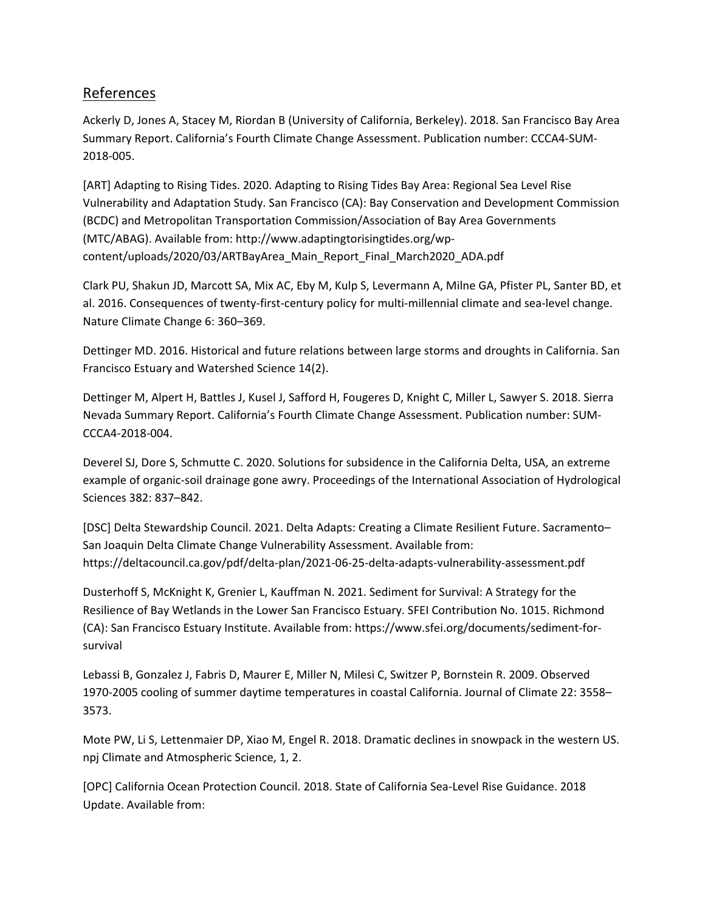## References

Ackerly D, Jones A, Stacey M, Riordan B (University of California, Berkeley). 2018. San Francisco Bay Area Summary Report. California's Fourth Climate Change Assessment. Publication number: CCCA4-SUM-2018-005.

[ART] Adapting to Rising Tides. 2020. Adapting to Rising Tides Bay Area: Regional Sea Level Rise Vulnerability and Adaptation Study. San Francisco (CA): Bay Conservation and Development Commission (BCDC) and Metropolitan Transportation Commission/Association of Bay Area Governments (MTC/ABAG). Available from: http://www.adaptingtorisingtides.org/wp-content/uploads/2020/03/ARTBayArea_Main_Report_Final_March2020_ADA.pdf

Clark PU, Shakun JD, Marcott SA, Mix AC, Eby M, Kulp S, Levermann A, Milne GA, Pfister PL, Santer BD, et al. 2016. Consequences of twenty-first-century policy for multi-millennial climate and sea-level change. Nature Climate Change 6: 360–369.

Dettinger MD. 2016. Historical and future relations between large storms and droughts in California. San Francisco Estuary and Watershed Science 14(2).

Dettinger M, Alpert H, Battles J, Kusel J, Safford H, Fougeres D, Knight C, Miller L, Sawyer S. 2018. Sierra Nevada Summary Report. California's Fourth Climate Change Assessment. Publication number: SUM-CCCA4-2018-004.

Deverel SJ, Dore S, Schmutte C. 2020. Solutions for subsidence in the California Delta, USA, an extreme example of organic-soil drainage gone awry. Proceedings of the International Association of Hydrological Sciences 382: 837–842.

[DSC] Delta Stewardship Council. 2021. Delta Adapts: Creating a Climate Resilient Future. Sacramento–San Joaquin Delta Climate Change Vulnerability Assessment. Available from: https://deltacouncil.ca.gov/pdf/delta-plan/2021-06-25-delta-adapts-vulnerability-assessment.pdf

Dusterhoff S, McKnight K, Grenier L, Kauffman N. 2021. Sediment for Survival: A Strategy for the Resilience of Bay Wetlands in the Lower San Francisco Estuary. SFEI Contribution No. 1015. Richmond (CA): San Francisco Estuary Institute. Available from: https://www.sfei.org/documents/sediment-for-survival

Lebassi B, Gonzalez J, Fabris D, Maurer E, Miller N, Milesi C, Switzer P, Bornstein R. 2009. Observed 1970-2005 cooling of summer daytime temperatures in coastal California. Journal of Climate 22: 3558–3573.

Mote PW, Li S, Lettenmaier DP, Xiao M, Engel R. 2018. Dramatic declines in snowpack in the western US. npj Climate and Atmospheric Science, 1, 2.

[OPC] California Ocean Protection Council. 2018. State of California Sea-Level Rise Guidance. 2018 Update. Available from: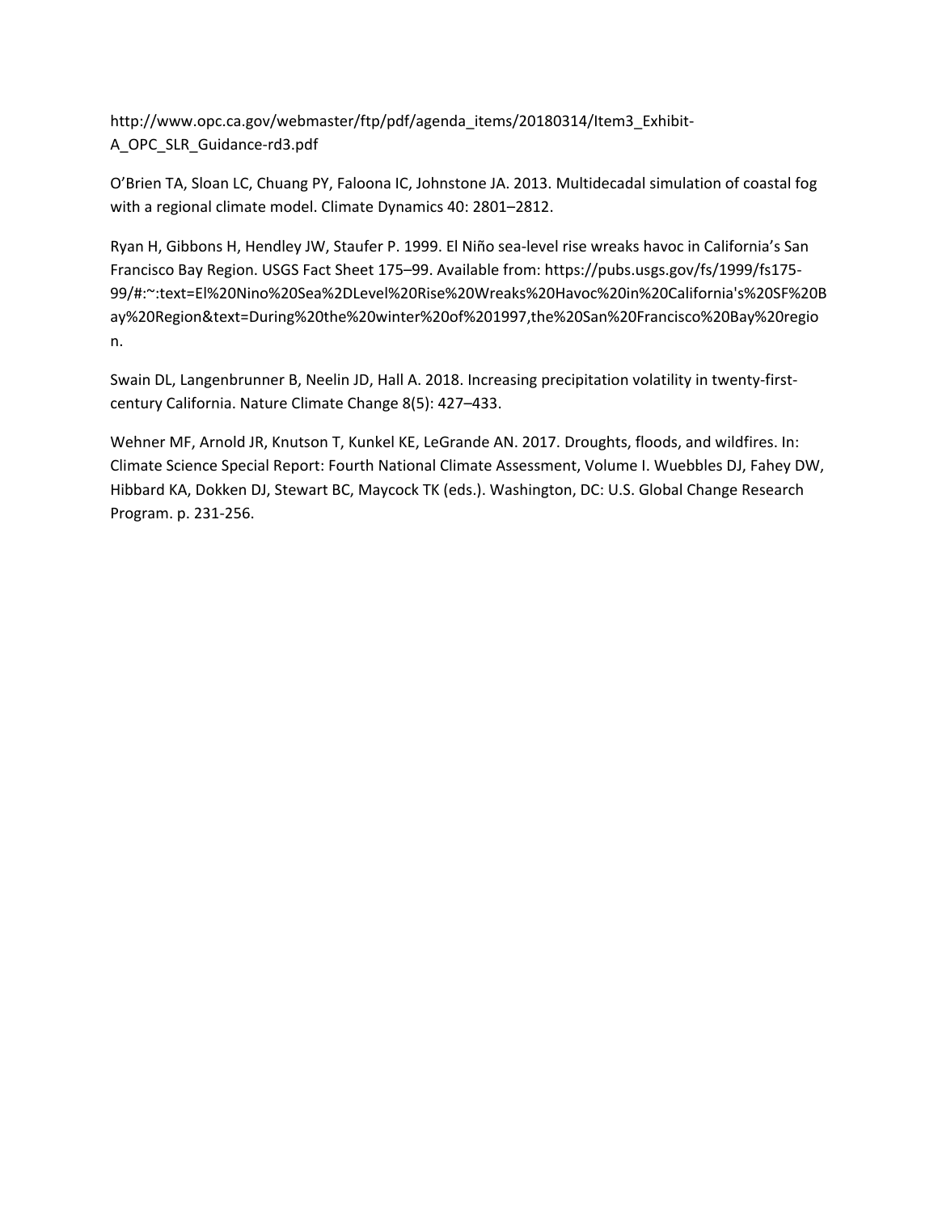http://www.opc.ca.gov/webmaster/ftp/pdf/agenda_items/20180314/Item3_Exhibit-A_OPC_SLR_Guidance-rd3.pdf

O'Brien TA, Sloan LC, Chuang PY, Faloona IC, Johnstone JA. 2013. Multidecadal simulation of coastal fog with a regional climate model. Climate Dynamics 40: 2801–2812.

Ryan H, Gibbons H, Hendley JW, Staufer P. 1999. El Niño sea-level rise wreaks havoc in California's San Francisco Bay Region. USGS Fact Sheet 175–99. Available from: https://pubs.usgs.gov/fs/1999/fs175-99/#:~:text=El%20Nino%20Sea%2DLevel%20Rise%20Wreaks%20Havoc%20in%20California's%20SF%20Bay%20Region&text=During%20the%20winter%20of%201997,the%20San%20Francisco%20Bay%20region.

Swain DL, Langenbrunner B, Neelin JD, Hall A. 2018. Increasing precipitation volatility in twenty-first-century California. Nature Climate Change 8(5): 427–433.

Wehner MF, Arnold JR, Knutson T, Kunkel KE, LeGrande AN. 2017. Droughts, floods, and wildfires. In: Climate Science Special Report: Fourth National Climate Assessment, Volume I. Wuebbles DJ, Fahey DW, Hibbard KA, Dokken DJ, Stewart BC, Maycock TK (eds.). Washington, DC: U.S. Global Change Research Program. p. 231-256.